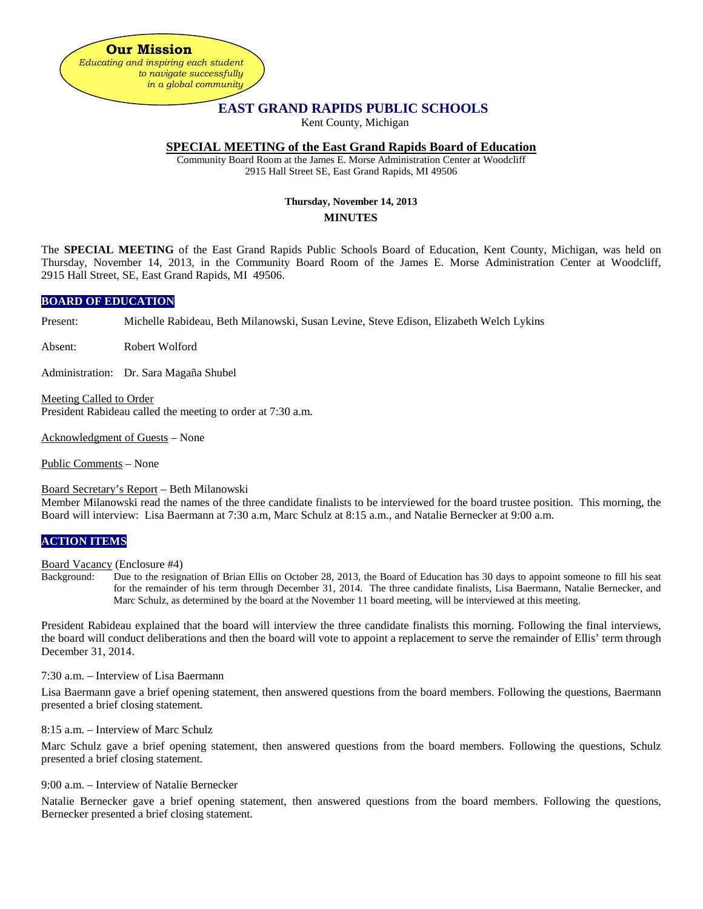**Our Mission**

*Educating and inspiring each student to navigate successfully in a global community*

# EAST GRAND RAPIDS PUBLIC SCHOOLS

Kent County, Michigan

## SPECIAL MEETING of the East Grand Rapids Board of Education

Community Board Room at the James E. Morse Administration Center at Woodcliff
2915 Hall Street SE, East Grand Rapids, MI 49506

**Thursday, November 14, 2013**

**MINUTES**

The **SPECIAL MEETING** of the East Grand Rapids Public Schools Board of Education, Kent County, Michigan, was held on Thursday, November 14, 2013, in the Community Board Room of the James E. Morse Administration Center at Woodcliff, 2915 Hall Street, SE, East Grand Rapids, MI 49506.

### BOARD OF EDUCATION

Present: Michelle Rabideau, Beth Milanowski, Susan Levine, Steve Edison, Elizabeth Welch Lykins

Absent: Robert Wolford

Administration: Dr. Sara Magaña Shubel

Meeting Called to Order
President Rabideau called the meeting to order at 7:30 a.m.

Acknowledgment of Guests – None

Public Comments – None

Board Secretary's Report – Beth Milanowski
Member Milanowski read the names of the three candidate finalists to be interviewed for the board trustee position. This morning, the Board will interview: Lisa Baermann at 7:30 a.m, Marc Schulz at 8:15 a.m., and Natalie Bernecker at 9:00 a.m.

### ACTION ITEMS

Board Vacancy (Enclosure #4)
Background: Due to the resignation of Brian Ellis on October 28, 2013, the Board of Education has 30 days to appoint someone to fill his seat for the remainder of his term through December 31, 2014. The three candidate finalists, Lisa Baermann, Natalie Bernecker, and Marc Schulz, as determined by the board at the November 11 board meeting, will be interviewed at this meeting.

President Rabideau explained that the board will interview the three candidate finalists this morning. Following the final interviews, the board will conduct deliberations and then the board will vote to appoint a replacement to serve the remainder of Ellis' term through December 31, 2014.

7:30 a.m. – Interview of Lisa Baermann

Lisa Baermann gave a brief opening statement, then answered questions from the board members. Following the questions, Baermann presented a brief closing statement.

8:15 a.m. – Interview of Marc Schulz

Marc Schulz gave a brief opening statement, then answered questions from the board members. Following the questions, Schulz presented a brief closing statement.

9:00 a.m. – Interview of Natalie Bernecker

Natalie Bernecker gave a brief opening statement, then answered questions from the board members. Following the questions, Bernecker presented a brief closing statement.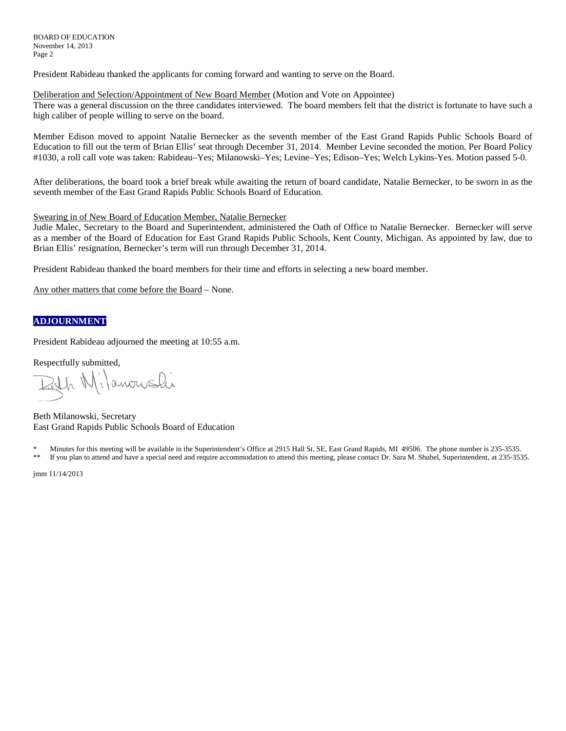President Rabideau thanked the applicants for coming forward and wanting to serve on the Board.

<u>Deliberation and Selection/Appointment of New Board Member</u> (Motion and Vote on Appointee)
There was a general discussion on the three candidates interviewed. The board members felt that the district is fortunate to have such a high caliber of people willing to serve on the board.

Member Edison moved to appoint Natalie Bernecker as the seventh member of the East Grand Rapids Public Schools Board of Education to fill out the term of Brian Ellis' seat through December 31, 2014. Member Levine seconded the motion. Per Board Policy #1030, a roll call vote was taken: Rabideau–Yes; Milanowski–Yes; Levine–Yes; Edison–Yes; Welch Lykins-Yes. Motion passed 5-0.

After deliberations, the board took a brief break while awaiting the return of board candidate, Natalie Bernecker, to be sworn in as the seventh member of the East Grand Rapids Public Schools Board of Education.

<u>Swearing in of New Board of Education Member, Natalie Bernecker</u>
Judie Malec, Secretary to the Board and Superintendent, administered the Oath of Office to Natalie Bernecker. Bernecker will serve as a member of the Board of Education for East Grand Rapids Public Schools, Kent County, Michigan. As appointed by law, due to Brian Ellis' resignation, Bernecker's term will run through December 31, 2014.

President Rabideau thanked the board members for their time and efforts in selecting a new board member.

<u>Any other matters that come before the Board</u> – None.

**ADJOURNMENT**

President Rabideau adjourned the meeting at 10:55 a.m.

Respectfully submitted,

Beth Milanowski

Beth Milanowski, Secretary
East Grand Rapids Public Schools Board of Education

\* Minutes for this meeting will be available in the Superintendent's Office at 2915 Hall St. SE, East Grand Rapids, MI 49506. The phone number is 235-3535.
\*\* If you plan to attend and have a special need and require accommodation to attend this meeting, please contact Dr. Sara M. Shubel, Superintendent, at 235-3535.

jmm 11/14/2013